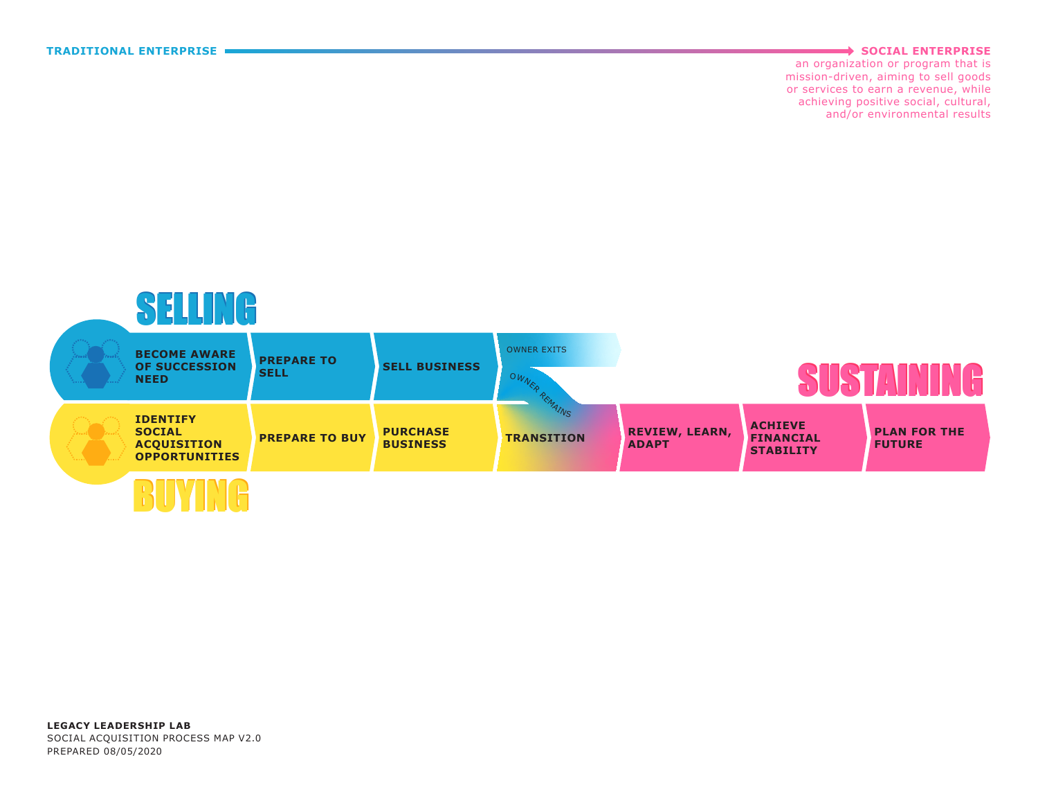**TRADITIONAL ENTERPRISE** → **SOCIAL ENTERPRISE**

an organization or program that is mission-driven, aiming to sell goods or services to earn a revenue, while achieving positive social, cultural, and/or environmental results

## SELLING

- **BECOME AWARE OF SUCCESSION NEED**
- **PREPARE TO SELL**
- **SELL BUSINESS**
- OWNER EXITS
- OWNER REMAINS

## BUYING

- **IDENTIFY SOCIAL ACQUISITION OPPORTUNITIES**
- **PREPARE TO BUY**
- **PURCHASE BUSINESS**
- **TRANSITION**

## SUSTAINING

- **REVIEW, LEARN, ADAPT**
- **ACHIEVE FINANCIAL STABILITY**
- **PLAN FOR THE FUTURE**

**LEGACY LEADERSHIP LAB**
SOCIAL ACQUISITION PROCESS MAP V2.0
PREPARED 08/05/2020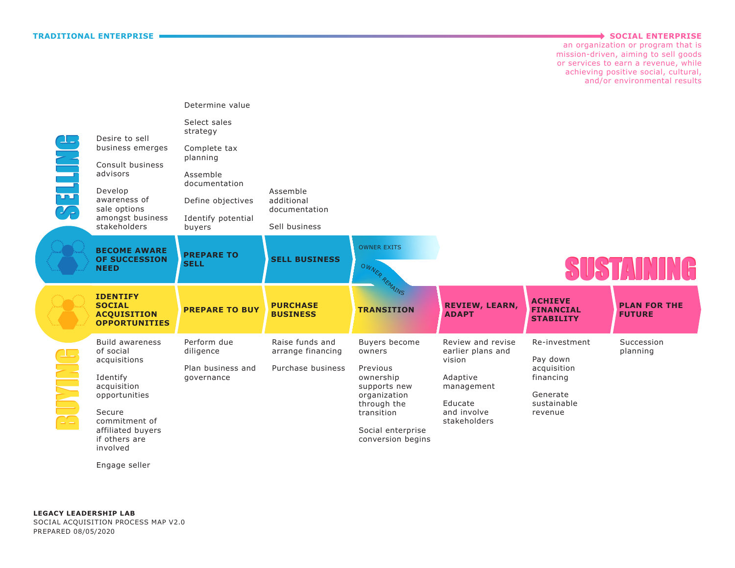TRADITIONAL ENTERPRISE → **SOCIAL ENTERPRISE**
an organization or program that is mission-driven, aiming to sell goods or services to earn a revenue, while achieving positive social, cultural, and/or environmental results

## SELLING

**BECOME AWARE OF SUCCESSION NEED**
- Desire to sell business emerges
- Consult business advisors
- Develop awareness of sale options amongst business stakeholders

**PREPARE TO SELL**
- Determine value
- Select sales strategy
- Complete tax planning
- Assemble documentation
- Define objectives
- Identify potential buyers

**SELL BUSINESS**
- Assemble additional documentation
- Sell business

OWNER EXITS

OWNER REMAINS

## BUYING

**IDENTIFY SOCIAL ACQUISITION OPPORTUNITIES**
- Build awareness of social acquisitions
- Identify acquisition opportunities
- Secure commitment of affiliated buyers if others are involved
- Engage seller

**PREPARE TO BUY**
- Perform due diligence
- Plan business and governance

**PURCHASE BUSINESS**
- Raise funds and arrange financing
- Purchase business

**TRANSITION**
- Buyers become owners
- Previous ownership supports new organization through the transition
- Social enterprise conversion begins

## SUSTAINING

**REVIEW, LEARN, ADAPT**
- Review and revise earlier plans and vision
- Adaptive management
- Educate and involve stakeholders

**ACHIEVE FINANCIAL STABILITY**
- Re-investment
- Pay down acquisition financing
- Generate sustainable revenue

**PLAN FOR THE FUTURE**
- Succession planning

**LEGACY LEADERSHIP LAB**
SOCIAL ACQUISITION PROCESS MAP V2.0
PREPARED 08/05/2020